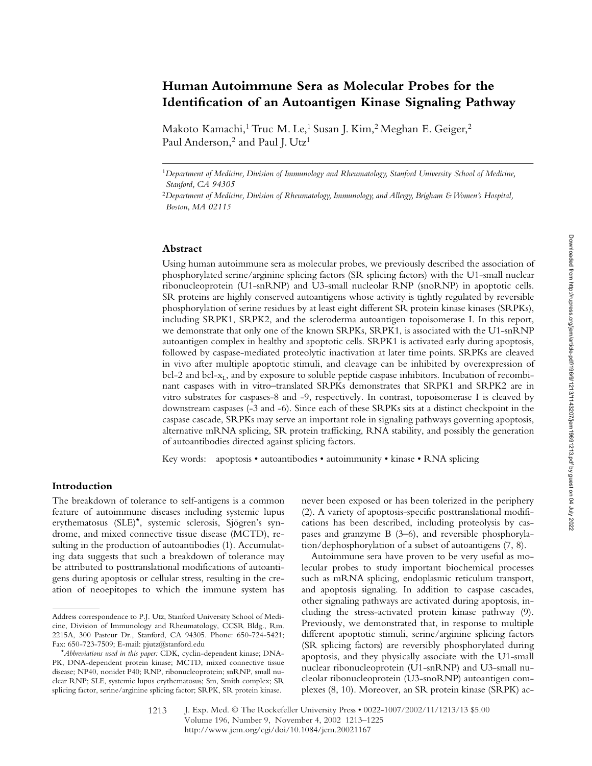# Human Autoimmune Sera as Molecular Probes for the Identification of an Autoantigen Kinase Signaling Pathway

Makoto Kamachi,[1] Truc M. Le,[1] Susan J. Kim,[2] Meghan E. Geiger,[2] Paul Anderson,[2] and Paul J. Utz[1]

[1]*Department of Medicine, Division of Immunology and Rheumatology, Stanford University School of Medicine, Stanford, CA 94305*

[2]*Department of Medicine, Division of Rheumatology, Immunology, and Allergy, Brigham & Women's Hospital, Boston, MA 02115*

## Abstract

Using human autoimmune sera as molecular probes, we previously described the association of phosphorylated serine/arginine splicing factors (SR splicing factors) with the U1-small nuclear ribonucleoprotein (U1-snRNP) and U3-small nucleolar RNP (snoRNP) in apoptotic cells. SR proteins are highly conserved autoantigens whose activity is tightly regulated by reversible phosphorylation of serine residues by at least eight different SR protein kinase kinases (SRPKs), including SRPK1, SRPK2, and the scleroderma autoantigen topoisomerase I. In this report, we demonstrate that only one of the known SRPKs, SRPK1, is associated with the U1-snRNP autoantigen complex in healthy and apoptotic cells. SRPK1 is activated early during apoptosis, followed by caspase-mediated proteolytic inactivation at later time points. SRPKs are cleaved in vivo after multiple apoptotic stimuli, and cleavage can be inhibited by overexpression of bcl-2 and bcl-$x_L$, and by exposure to soluble peptide caspase inhibitors. Incubation of recombinant caspases with in vitro–translated SRPKs demonstrates that SRPK1 and SRPK2 are in vitro substrates for caspases-8 and -9, respectively. In contrast, topoisomerase I is cleaved by downstream caspases (-3 and -6). Since each of these SRPKs sits at a distinct checkpoint in the caspase cascade, SRPKs may serve an important role in signaling pathways governing apoptosis, alternative mRNA splicing, SR protein trafficking, RNA stability, and possibly the generation of autoantibodies directed against splicing factors.

Key words: apoptosis • autoantibodies • autoimmunity • kinase • RNA splicing

## Introduction

The breakdown of tolerance to self-antigens is a common feature of autoimmune diseases including systemic lupus erythematosus (SLE)*, systemic sclerosis, Sjögren's syndrome, and mixed connective tissue disease (MCTD), resulting in the production of autoantibodies (1). Accumulating data suggests that such a breakdown of tolerance may be attributed to posttranslational modifications of autoantigens during apoptosis or cellular stress, resulting in the creation of neoepitopes to which the immune system has never been exposed or has been tolerized in the periphery (2). A variety of apoptosis-specific posttranslational modifications has been described, including proteolysis by caspases and granzyme B (3–6), and reversible phosphorylation/dephosphorylation of a subset of autoantigens (7, 8).

Autoimmune sera have proven to be very useful as molecular probes to study important biochemical processes such as mRNA splicing, endoplasmic reticulum transport, and apoptosis signaling. In addition to caspase cascades, other signaling pathways are activated during apoptosis, including the stress-activated protein kinase pathway (9). Previously, we demonstrated that, in response to multiple different apoptotic stimuli, serine/arginine splicing factors (SR splicing factors) are reversibly phosphorylated during apoptosis, and they physically associate with the U1-small nuclear ribonucleoprotein (U1-snRNP) and U3-small nucleolar ribonucleoprotein (U3-snoRNP) autoantigen complexes (8, 10). Moreover, an SR protein kinase (SRPK) ac-

Address correspondence to P.J. Utz, Stanford University School of Medicine, Division of Immunology and Rheumatology, CCSR Bldg., Rm. 2215A, 300 Pasteur Dr., Stanford, CA 94305. Phone: 650-724-5421; Fax: 650-723-7509; E-mail: pjutz@stanford.edu

**Abbreviations used in this paper:* CDK, cyclin-dependent kinase; DNA-PK, DNA-dependent protein kinase; MCTD, mixed connective tissue disease; NP40, nonidet P40; RNP, ribonucleoprotein; snRNP, small nuclear RNP; SLE, systemic lupus erythematosus; Sm, Smith complex; SR splicing factor, serine/arginine splicing factor; SRPK, SR protein kinase.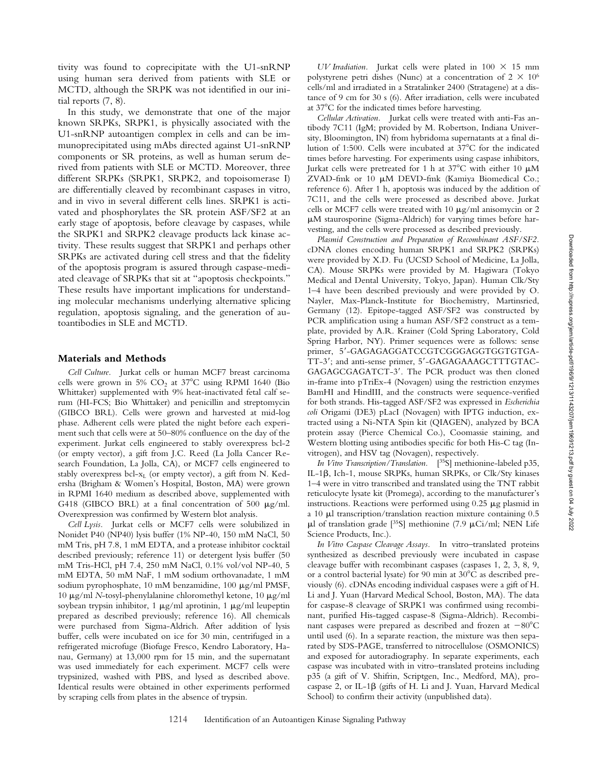tivity was found to coprecipitate with the U1-snRNP using human sera derived from patients with SLE or MCTD, although the SRPK was not identified in our initial reports (7, 8).

In this study, we demonstrate that one of the major known SRPKs, SRPK1, is physically associated with the U1-snRNP autoantigen complex in cells and can be immunoprecipitated using mAbs directed against U1-snRNP components or SR proteins, as well as human serum derived from patients with SLE or MCTD. Moreover, three different SRPKs (SRPK1, SRPK2, and topoisomerase I) are differentially cleaved by recombinant caspases in vitro, and in vivo in several different cells lines. SRPK1 is activated and phosphorylates the SR protein ASF/SF2 at an early stage of apoptosis, before cleavage by caspases, while the SRPK1 and SRPK2 cleavage products lack kinase activity. These results suggest that SRPK1 and perhaps other SRPKs are activated during cell stress and that the fidelity of the apoptosis program is assured through caspase-mediated cleavage of SRPKs that sit at "apoptosis checkpoints." These results have important implications for understanding molecular mechanisms underlying alternative splicing regulation, apoptosis signaling, and the generation of autoantibodies in SLE and MCTD.

## Materials and Methods

*Cell Culture.* Jurkat cells or human MCF7 breast carcinoma cells were grown in 5% $CO_2$ at 37°C using RPMI 1640 (Bio Whittaker) supplemented with 9% heat-inactivated fetal calf serum (HI-FCS; Bio Whittaker) and penicillin and streptomycin (GIBCO BRL). Cells were grown and harvested at mid-log phase. Adherent cells were plated the night before each experiment such that cells were at 50–80% confluence on the day of the experiment. Jurkat cells engineered to stably overexpress bcl-2 (or empty vector), a gift from J.C. Reed (La Jolla Cancer Research Foundation, La Jolla, CA), or MCF7 cells engineered to stably overexpress bcl-$x_L$ (or empty vector), a gift from N. Kedersha (Brigham & Women's Hospital, Boston, MA) were grown in RPMI 1640 medium as described above, supplemented with G418 (GIBCO BRL) at a final concentration of 500 μg/ml. Overexpression was confirmed by Western blot analysis.

*Cell Lysis.* Jurkat cells or MCF7 cells were solubilized in Nonidet P40 (NP40) lysis buffer (1% NP-40, 150 mM NaCl, 50 mM Tris, pH 7.8, 1 mM EDTA, and a protease inhibitor cocktail described previously; reference 11) or detergent lysis buffer (50 mM Tris-HCl, pH 7.4, 250 mM NaCl, 0.1% vol/vol NP-40, 5 mM EDTA, 50 mM NaF, 1 mM sodium orthovanadate, 1 mM sodium pyrophosphate, 10 mM benzamidine, 100 μg/ml PMSF, 10 μg/ml *N*-tosyl-phenylalanine chloromethyl ketone, 10 μg/ml soybean trypsin inhibitor, 1 μg/ml aprotinin, 1 μg/ml leupeptin prepared as described previously; reference 16). All chemicals were purchased from Sigma-Aldrich. After addition of lysis buffer, cells were incubated on ice for 30 min, centrifuged in a refrigerated microfuge (Biofuge Fresco, Kendro Laboratory, Hanau, Germany) at 13,000 rpm for 15 min, and the supernatant was used immediately for each experiment. MCF7 cells were trypsinized, washed with PBS, and lysed as described above. Identical results were obtained in other experiments performed by scraping cells from plates in the absence of trypsin.

*UV Irradiation.* Jurkat cells were plated in 100 × 15 mm polystyrene petri dishes (Nunc) at a concentration of $2 \times 10^6$ cells/ml and irradiated in a Stratalinker 2400 (Stratagene) at a distance of 9 cm for 30 s (6). After irradiation, cells were incubated at 37°C for the indicated times before harvesting.

*Cellular Activation.* Jurkat cells were treated with anti-Fas antibody 7C11 (IgM; provided by M. Robertson, Indiana University, Bloomington, IN) from hybridoma supernatants at a final dilution of 1:500. Cells were incubated at 37°C for the indicated times before harvesting. For experiments using caspase inhibitors, Jurkat cells were pretreated for 1 h at 37°C with either 10 μM ZVAD-fmk or 10 μM DEVD-fmk (Kamiya Biomedical Co.; reference 6). After 1 h, apoptosis was induced by the addition of 7C11, and the cells were processed as described above. Jurkat cells or MCF7 cells were treated with 10 μg/ml anisomycin or 2 μM staurosporine (Sigma-Aldrich) for varying times before harvesting, and the cells were processed as described previously.

*Plasmid Construction and Preparation of Recombinant ASF/SF2.* cDNA clones encoding human SRPK1 and SRPK2 (SRPKs) were provided by X.D. Fu (UCSD School of Medicine, La Jolla, CA). Mouse SRPKs were provided by M. Hagiwara (Tokyo Medical and Dental University, Tokyo, Japan). Human Clk/Sty 1–4 have been described previously and were provided by O. Nayler, Max-Planck-Institute for Biochemistry, Martinsried, Germany (12). Epitope-tagged ASF/SF2 was constructed by PCR amplification using a human ASF/SF2 construct as a template, provided by A.R. Krainer (Cold Spring Laboratory, Cold Spring Harbor, NY). Primer sequences were as follows: sense primer, 5′-GAGAGAGGATCCGTCGGGAGGTGGTGTGATT-3′; and anti-sense primer, 5′-GAGAGAAAGCTTTGTACGAGAGCGAGATCT-3′. The PCR product was then cloned in-frame into pTriEx-4 (Novagen) using the restriction enzymes BamHI and HindIII, and the constructs were sequence-verified for both strands. His-tagged ASF/SF2 was expressed in *Escherichia coli* Origami (DE3) pLacI (Novagen) with IPTG induction, extracted using a Ni-NTA Spin kit (QIAGEN), analyzed by BCA protein assay (Pierce Chemical Co.), Coomassie staining, and Western blotting using antibodies specific for both His-C tag (Invitrogen), and HSV tag (Novagen), respectively.

*In Vitro Transcription/Translation.* [$^{35}$S] methionine-labeled p35, IL-1β, Ich-1, mouse SRPKs, human SRPKs, or Clk/Sty kinases 1–4 were in vitro transcribed and translated using the TNT rabbit reticulocyte lysate kit (Promega), according to the manufacturer's instructions. Reactions were performed using 0.25 μg plasmid in a 10 μl transcription/translation reaction mixture containing 0.5 μl of translation grade [$^{35}$S] methionine (7.9 μCi/ml; NEN Life Science Products, Inc.).

*In Vitro Caspase Cleavage Assays.* In vitro–translated proteins synthesized as described previously were incubated in caspase cleavage buffer with recombinant caspases (caspases 1, 2, 3, 8, 9, or a control bacterial lysate) for 90 min at 30°C as described previously (6). cDNAs encoding individual caspases were a gift of H. Li and J. Yuan (Harvard Medical School, Boston, MA). The data for caspase-8 cleavage of SRPK1 was confirmed using recombinant, purified His-tagged caspase-8 (Sigma-Aldrich). Recombinant caspases were prepared as described and frozen at −80°C until used (6). In a separate reaction, the mixture was then separated by SDS-PAGE, transferred to nitrocellulose (OSMONICS) and exposed for autoradiography. In separate experiments, each caspase was incubated with in vitro–translated proteins including p35 (a gift of V. Shifrin, Scriptgen, Inc., Medford, MA), procaspase 2, or IL-1β (gifts of H. Li and J. Yuan, Harvard Medical School) to confirm their activity (unpublished data).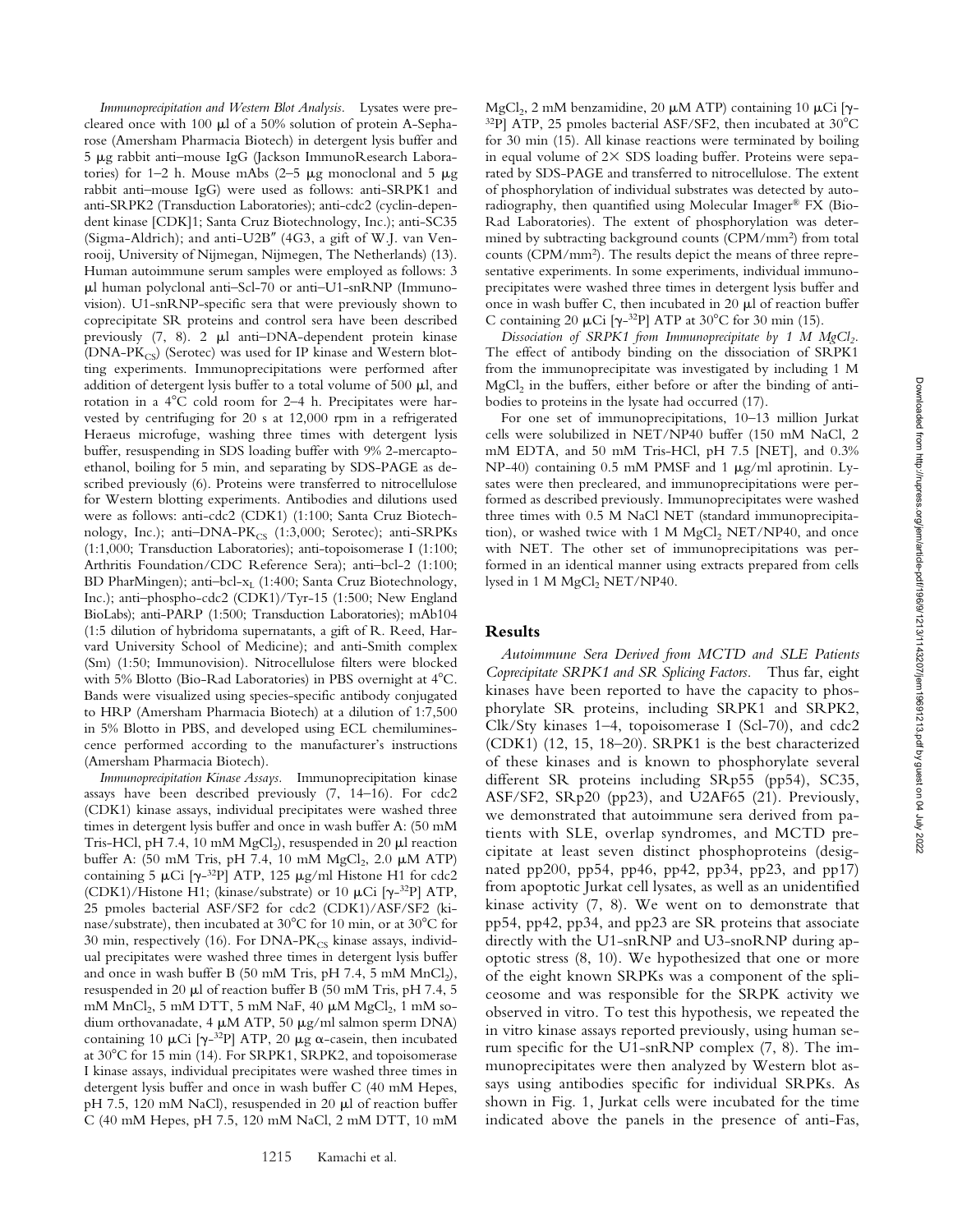*Immunoprecipitation and Western Blot Analysis.* Lysates were precleared once with 100 μl of a 50% solution of protein A-Sepharose (Amersham Pharmacia Biotech) in detergent lysis buffer and 5 μg rabbit anti–mouse IgG (Jackson ImmunoResearch Laboratories) for 1–2 h. Mouse mAbs (2–5 μg monoclonal and 5 μg rabbit anti–mouse IgG) were used as follows: anti-SRPK1 and anti-SRPK2 (Transduction Laboratories); anti-cdc2 (cyclin-dependent kinase [CDK]1; Santa Cruz Biotechnology, Inc.); anti-SC35 (Sigma-Aldrich); and anti-U2B″ (4G3, a gift of W.J. van Venrooij, University of Nijmegan, Nijmegen, The Netherlands) (13). Human autoimmune serum samples were employed as follows: 3 μl human polyclonal anti–Scl-70 or anti–U1-snRNP (Immunovision). U1-snRNP-specific sera that were previously shown to coprecipitate SR proteins and control sera have been described previously (7, 8). 2 μl anti–DNA-dependent protein kinase ($DNA\text{-}PK_{CS}$) (Serotec) was used for IP kinase and Western blotting experiments. Immunoprecipitations were performed after addition of detergent lysis buffer to a total volume of 500 μl, and rotation in a 4°C cold room for 2–4 h. Precipitates were harvested by centrifuging for 20 s at 12,000 rpm in a refrigerated Heraeus microfuge, washing three times with detergent lysis buffer, resuspending in SDS loading buffer with 9% 2-mercaptoethanol, boiling for 5 min, and separating by SDS-PAGE as described previously (6). Proteins were transferred to nitrocellulose for Western blotting experiments. Antibodies and dilutions used were as follows: anti-cdc2 (CDK1) (1:100; Santa Cruz Biotechnology, Inc.); anti–$DNA\text{-}PK_{CS}$ (1:3,000; Serotec); anti-SRPKs (1:1,000; Transduction Laboratories); anti-topoisomerase I (1:100; Arthritis Foundation/CDC Reference Sera); anti–bcl-2 (1:100; BD PharMingen); anti–bcl-$x_L$ (1:400; Santa Cruz Biotechnology, Inc.); anti–phospho-cdc2 (CDK1)/Tyr-15 (1:500; New England BioLabs); anti-PARP (1:500; Transduction Laboratories); mAb104 (1:5 dilution of hybridoma supernatants, a gift of R. Reed, Harvard University School of Medicine); and anti-Smith complex (Sm) (1:50; Immunovision). Nitrocellulose filters were blocked with 5% Blotto (Bio-Rad Laboratories) in PBS overnight at 4°C. Bands were visualized using species-specific antibody conjugated to HRP (Amersham Pharmacia Biotech) at a dilution of 1:7,500 in 5% Blotto in PBS, and developed using ECL chemiluminescence performed according to the manufacturer's instructions (Amersham Pharmacia Biotech).

*Immunoprecipitation Kinase Assays.* Immunoprecipitation kinase assays have been described previously (7, 14–16). For cdc2 (CDK1) kinase assays, individual precipitates were washed three times in detergent lysis buffer and once in wash buffer A: (50 mM Tris-HCl, pH 7.4, 10 mM $MgCl_2$), resuspended in 20 μl reaction buffer A: (50 mM Tris, pH 7.4, 10 mM $MgCl_2$, 2.0 μM ATP) containing 5 μCi [$\gamma$-$^{32}$P] ATP, 125 μg/ml Histone H1 for cdc2 (CDK1)/Histone H1; (kinase/substrate) or 10 μCi [$\gamma$-$^{32}$P] ATP, 25 pmoles bacterial ASF/SF2 for cdc2 (CDK1)/ASF/SF2 (kinase/substrate), then incubated at 30°C for 10 min, or at 30°C for 30 min, respectively (16). For $DNA\text{-}PK_{CS}$ kinase assays, individual precipitates were washed three times in detergent lysis buffer and once in wash buffer B (50 mM Tris, pH 7.4, 5 mM $MnCl_2$), resuspended in 20 μl of reaction buffer B (50 mM Tris, pH 7.4, 5 mM $MnCl_2$, 5 mM DTT, 5 mM NaF, 40 μM $MgCl_2$, 1 mM sodium orthovanadate, 4 μM ATP, 50 μg/ml salmon sperm DNA) containing 10 μCi [$\gamma$-$^{32}$P] ATP, 20 μg α-casein, then incubated at 30°C for 15 min (14). For SRPK1, SRPK2, and topoisomerase I kinase assays, individual precipitates were washed three times in detergent lysis buffer and once in wash buffer C (40 mM Hepes, pH 7.5, 120 mM NaCl), resuspended in 20 μl of reaction buffer C (40 mM Hepes, pH 7.5, 120 mM NaCl, 2 mM DTT, 10 mM $MgCl_2$, 2 mM benzamidine, 20 μM ATP) containing 10 μCi [$\gamma$-$^{32}$P] ATP, 25 pmoles bacterial ASF/SF2, then incubated at 30°C for 30 min (15). All kinase reactions were terminated by boiling in equal volume of 2× SDS loading buffer. Proteins were separated by SDS-PAGE and transferred to nitrocellulose. The extent of phosphorylation of individual substrates was detected by autoradiography, then quantified using Molecular Imager® FX (Bio-Rad Laboratories). The extent of phosphorylation was determined by subtracting background counts (CPM/$mm^2$) from total counts (CPM/$mm^2$). The results depict the means of three representative experiments. In some experiments, individual immunoprecipitates were washed three times in detergent lysis buffer and once in wash buffer C, then incubated in 20 μl of reaction buffer C containing 20 μCi [$\gamma$-$^{32}$P] ATP at 30°C for 30 min (15).

*Dissociation of SRPK1 from Immunoprecipitate by 1 M $MgCl_2$.* The effect of antibody binding on the dissociation of SRPK1 from the immunoprecipitate was investigated by including 1 M $MgCl_2$ in the buffers, either before or after the binding of antibodies to proteins in the lysate had occurred (17).

For one set of immunoprecipitations, 10–13 million Jurkat cells were solubilized in NET/NP40 buffer (150 mM NaCl, 2 mM EDTA, and 50 mM Tris-HCl, pH 7.5 [NET], and 0.3% NP-40) containing 0.5 mM PMSF and 1 μg/ml aprotinin. Lysates were then precleared, and immunoprecipitations were performed as described previously. Immunoprecipitates were washed three times with 0.5 M NaCl NET (standard immunoprecipitation), or washed twice with 1 M $MgCl_2$ NET/NP40, and once with NET. The other set of immunoprecipitations was performed in an identical manner using extracts prepared from cells lysed in 1 M $MgCl_2$ NET/NP40.

## Results

*Autoimmune Sera Derived from MCTD and SLE Patients Coprecipitate SRPK1 and SR Splicing Factors.* Thus far, eight kinases have been reported to have the capacity to phosphorylate SR proteins, including SRPK1 and SRPK2, Clk/Sty kinases 1–4, topoisomerase I (Scl-70), and cdc2 (CDK1) (12, 15, 18–20). SRPK1 is the best characterized of these kinases and is known to phosphorylate several different SR proteins including SRp55 (pp54), SC35, ASF/SF2, SRp20 (pp23), and U2AF65 (21). Previously, we demonstrated that autoimmune sera derived from patients with SLE, overlap syndromes, and MCTD precipitate at least seven distinct phosphoproteins (designated pp200, pp54, pp46, pp42, pp34, pp23, and pp17) from apoptotic Jurkat cell lysates, as well as an unidentified kinase activity (7, 8). We went on to demonstrate that pp54, pp42, pp34, and pp23 are SR proteins that associate directly with the U1-snRNP and U3-snoRNP during apoptotic stress (8, 10). We hypothesized that one or more of the eight known SRPKs was a component of the spliceosome and was responsible for the SRPK activity we observed in vitro. To test this hypothesis, we repeated the in vitro kinase assays reported previously, using human serum specific for the U1-snRNP complex (7, 8). The immunoprecipitates were then analyzed by Western blot assays using antibodies specific for individual SRPKs. As shown in Fig. 1, Jurkat cells were incubated for the time indicated above the panels in the presence of anti-Fas,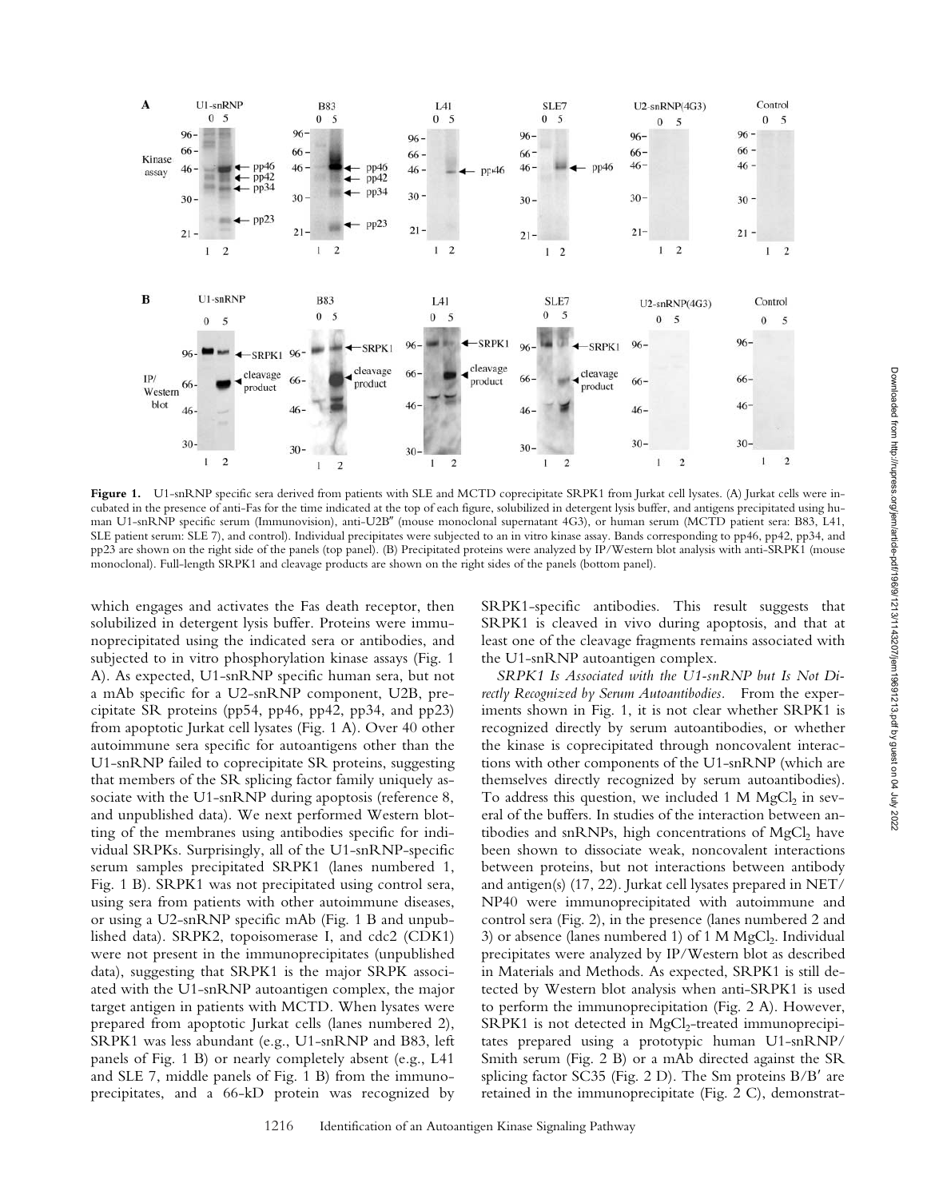**Figure 1.** U1-snRNP specific sera derived from patients with SLE and MCTD coprecipitate SRPK1 from Jurkat cell lysates. (A) Jurkat cells were incubated in the presence of anti-Fas for the time indicated at the top of each figure, solubilized in detergent lysis buffer, and antigens precipitated using human U1-snRNP specific serum (Immunovision), anti-U2B″ (mouse monoclonal supernatant 4G3), or human serum (MCTD patient sera: B83, L41, SLE patient serum: SLE 7), and control). Individual precipitates were subjected to an in vitro kinase assay. Bands corresponding to pp46, pp42, pp34, and pp23 are shown on the right side of the panels (top panel). (B) Precipitated proteins were analyzed by IP/Western blot analysis with anti-SRPK1 (mouse monoclonal). Full-length SRPK1 and cleavage products are shown on the right sides of the panels (bottom panel).

which engages and activates the Fas death receptor, then solubilized in detergent lysis buffer. Proteins were immunoprecipitated using the indicated sera or antibodies, and subjected to in vitro phosphorylation kinase assays (Fig. 1 A). As expected, U1-snRNP specific human sera, but not a mAb specific for a U2-snRNP component, U2B, precipitate SR proteins (pp54, pp46, pp42, pp34, and pp23) from apoptotic Jurkat cell lysates (Fig. 1 A). Over 40 other autoimmune sera specific for autoantigens other than the U1-snRNP failed to coprecipitate SR proteins, suggesting that members of the SR splicing factor family uniquely associate with the U1-snRNP during apoptosis (reference 8, and unpublished data). We next performed Western blotting of the membranes using antibodies specific for individual SRPKs. Surprisingly, all of the U1-snRNP-specific serum samples precipitated SRPK1 (lanes numbered 1, Fig. 1 B). SRPK1 was not precipitated using control sera, using sera from patients with other autoimmune diseases, or using a U2-snRNP specific mAb (Fig. 1 B and unpublished data). SRPK2, topoisomerase I, and cdc2 (CDK1) were not present in the immunoprecipitates (unpublished data), suggesting that SRPK1 is the major SRPK associated with the U1-snRNP autoantigen complex, the major target antigen in patients with MCTD. When lysates were prepared from apoptotic Jurkat cells (lanes numbered 2), SRPK1 was less abundant (e.g., U1-snRNP and B83, left panels of Fig. 1 B) or nearly completely absent (e.g., L41 and SLE 7, middle panels of Fig. 1 B) from the immunoprecipitates, and a 66-kD protein was recognized by SRPK1-specific antibodies. This result suggests that SRPK1 is cleaved in vivo during apoptosis, and that at least one of the cleavage fragments remains associated with the U1-snRNP autoantigen complex.

*SRPK1 Is Associated with the U1-snRNP but Is Not Directly Recognized by Serum Autoantibodies.* From the experiments shown in Fig. 1, it is not clear whether SRPK1 is recognized directly by serum autoantibodies, or whether the kinase is coprecipitated through noncovalent interactions with other components of the U1-snRNP (which are themselves directly recognized by serum autoantibodies). To address this question, we included 1 M $MgCl_2$ in several of the buffers. In studies of the interaction between antibodies and snRNPs, high concentrations of $MgCl_2$ have been shown to dissociate weak, noncovalent interactions between proteins, but not interactions between antibody and antigen(s) (17, 22). Jurkat cell lysates prepared in NET/NP40 were immunoprecipitated with autoimmune and control sera (Fig. 2), in the presence (lanes numbered 2 and 3) or absence (lanes numbered 1) of 1 M $MgCl_2$. Individual precipitates were analyzed by IP/Western blot as described in Materials and Methods. As expected, SRPK1 is still detected by Western blot analysis when anti-SRPK1 is used to perform the immunoprecipitation (Fig. 2 A). However, SRPK1 is not detected in $MgCl_2$-treated immunoprecipitates prepared using a prototypic human U1-snRNP/Smith serum (Fig. 2 B) or a mAb directed against the SR splicing factor SC35 (Fig. 2 D). The Sm proteins B/B′ are retained in the immunoprecipitate (Fig. 2 C), demonstrat-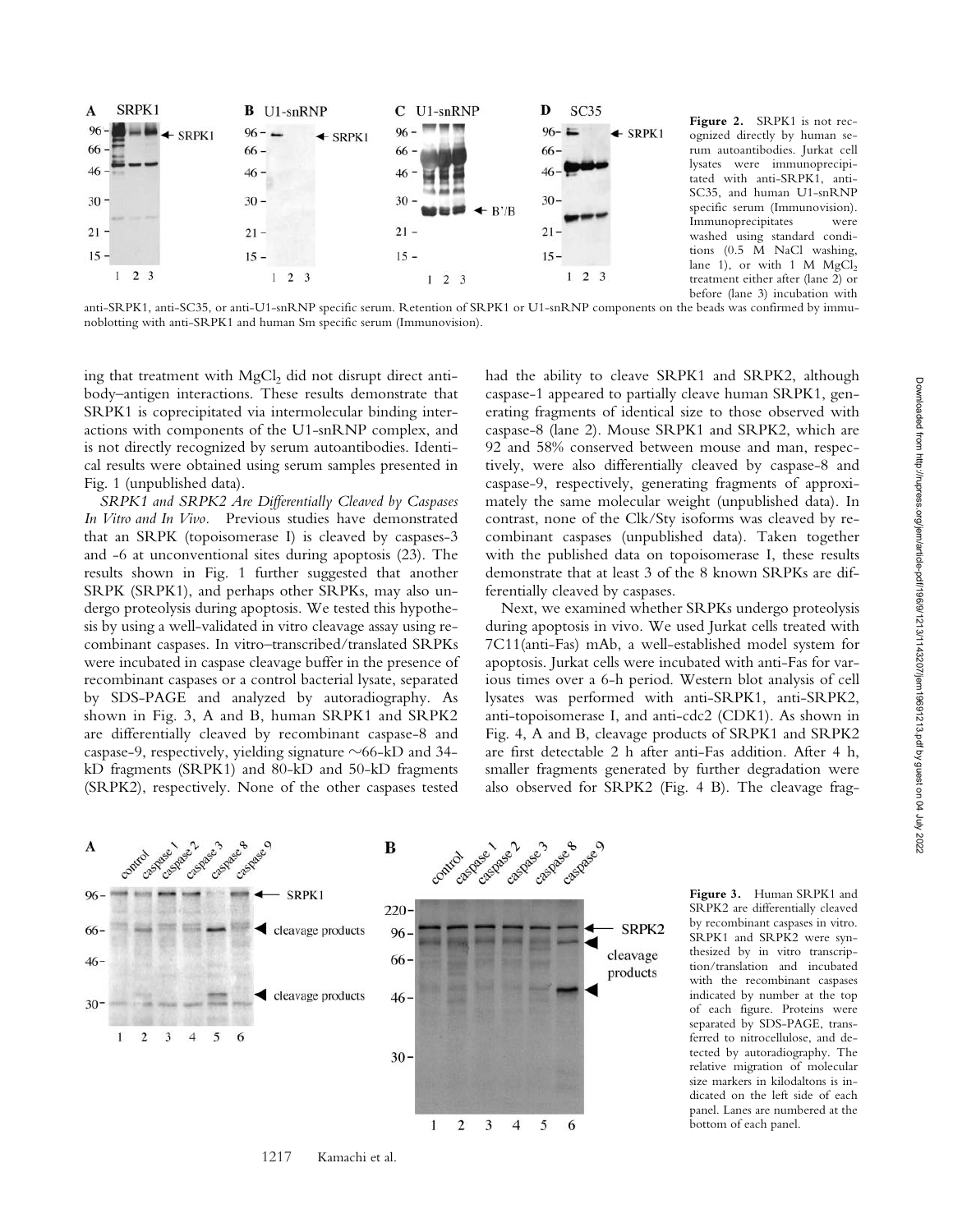**Figure 2.** SRPK1 is not recognized directly by human serum autoantibodies. Jurkat cell lysates were immunoprecipitated with anti-SRPK1, anti-SC35, and human U1-snRNP specific serum (Immunovision). Immunoprecipitates were washed using standard conditions (0.5 M NaCl washing, lane 1), or with 1 M $MgCl_2$ treatment either after (lane 2) or before (lane 3) incubation with anti-SRPK1, anti-SC35, or anti-U1-snRNP specific serum. Retention of SRPK1 or U1-snRNP components on the beads was confirmed by immunoblotting with anti-SRPK1 and human Sm specific serum (Immunovision).

ing that treatment with $MgCl_2$ did not disrupt direct antibody–antigen interactions. These results demonstrate that SRPK1 is coprecipitated via intermolecular binding interactions with components of the U1-snRNP complex, and is not directly recognized by serum autoantibodies. Identical results were obtained using serum samples presented in Fig. 1 (unpublished data).

*SRPK1 and SRPK2 Are Differentially Cleaved by Caspases In Vitro and In Vivo.* Previous studies have demonstrated that an SRPK (topoisomerase I) is cleaved by caspases-3 and -6 at unconventional sites during apoptosis (23). The results shown in Fig. 1 further suggested that another SRPK (SRPK1), and perhaps other SRPKs, may also undergo proteolysis during apoptosis. We tested this hypothesis by using a well-validated in vitro cleavage assay using recombinant caspases. In vitro–transcribed/translated SRPKs were incubated in caspase cleavage buffer in the presence of recombinant caspases or a control bacterial lysate, separated by SDS-PAGE and analyzed by autoradiography. As shown in Fig. 3, A and B, human SRPK1 and SRPK2 are differentially cleaved by recombinant caspase-8 and caspase-9, respectively, yielding signature ~66-kD and 34-kD fragments (SRPK1) and 80-kD and 50-kD fragments (SRPK2), respectively. None of the other caspases tested had the ability to cleave SRPK1 and SRPK2, although caspase-1 appeared to partially cleave human SRPK1, generating fragments of identical size to those observed with caspase-8 (lane 2). Mouse SRPK1 and SRPK2, which are 92 and 58% conserved between mouse and man, respectively, were also differentially cleaved by caspase-8 and caspase-9, respectively, generating fragments of approximately the same molecular weight (unpublished data). In contrast, none of the Clk/Sty isoforms was cleaved by recombinant caspases (unpublished data). Taken together with the published data on topoisomerase I, these results demonstrate that at least 3 of the 8 known SRPKs are differentially cleaved by caspases.

Next, we examined whether SRPKs undergo proteolysis during apoptosis in vivo. We used Jurkat cells treated with 7C11(anti-Fas) mAb, a well-established model system for apoptosis. Jurkat cells were incubated with anti-Fas for various times over a 6-h period. Western blot analysis of cell lysates was performed with anti-SRPK1, anti-SRPK2, anti-topoisomerase I, and anti-cdc2 (CDK1). As shown in Fig. 4, A and B, cleavage products of SRPK1 and SRPK2 are first detectable 2 h after anti-Fas addition. After 4 h, smaller fragments generated by further degradation were also observed for SRPK2 (Fig. 4 B). The cleavage frag-

**Figure 3.** Human SRPK1 and SRPK2 are differentially cleaved by recombinant caspases in vitro. SRPK1 and SRPK2 were synthesized by in vitro transcription/translation and incubated with the recombinant caspases indicated by number at the top of each figure. Proteins were separated by SDS-PAGE, transferred to nitrocellulose, and detected by autoradiography. The relative migration of molecular size markers in kilodaltons is indicated on the left side of each panel. Lanes are numbered at the bottom of each panel.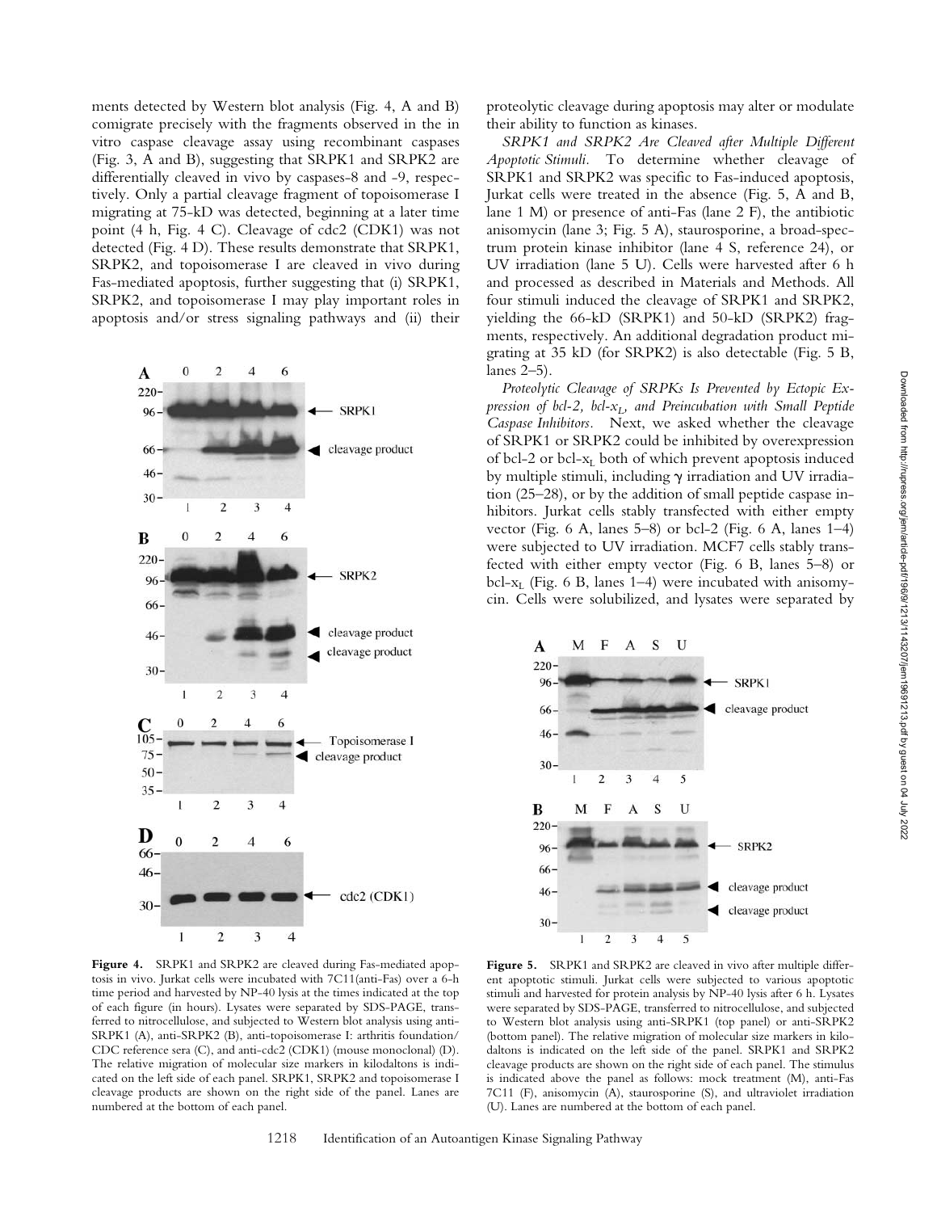ments detected by Western blot analysis (Fig. 4, A and B) comigrate precisely with the fragments observed in the in vitro caspase cleavage assay using recombinant caspases (Fig. 3, A and B), suggesting that SRPK1 and SRPK2 are differentially cleaved in vivo by caspases-8 and -9, respectively. Only a partial cleavage fragment of topoisomerase I migrating at 75-kD was detected, beginning at a later time point (4 h, Fig. 4 C). Cleavage of cdc2 (CDK1) was not detected (Fig. 4 D). These results demonstrate that SRPK1, SRPK2, and topoisomerase I are cleaved in vivo during Fas-mediated apoptosis, further suggesting that (i) SRPK1, SRPK2, and topoisomerase I may play important roles in apoptosis and/or stress signaling pathways and (ii) their proteolytic cleavage during apoptosis may alter or modulate their ability to function as kinases.

**Figure 4.** SRPK1 and SRPK2 are cleaved during Fas-mediated apoptosis in vivo. Jurkat cells were incubated with 7C11(anti-Fas) over a 6-h time period and harvested by NP-40 lysis at the times indicated at the top of each figure (in hours). Lysates were separated by SDS-PAGE, transferred to nitrocellulose, and subjected to Western blot analysis using anti-SRPK1 (A), anti-SRPK2 (B), anti-topoisomerase I: arthritis foundation/CDC reference sera (C), and anti-cdc2 (CDK1) (mouse monoclonal) (D). The relative migration of molecular size markers in kilodaltons is indicated on the left side of each panel. SRPK1, SRPK2 and topoisomerase I cleavage products are shown on the right side of the panel. Lanes are numbered at the bottom of each panel.

*SRPK1 and SRPK2 Are Cleaved after Multiple Different Apoptotic Stimuli.* To determine whether cleavage of SRPK1 and SRPK2 was specific to Fas-induced apoptosis, Jurkat cells were treated in the absence (Fig. 5, A and B, lane 1 M) or presence of anti-Fas (lane 2 F), the antibiotic anisomycin (lane 3; Fig. 5 A), staurosporine, a broad-spectrum protein kinase inhibitor (lane 4 S, reference 24), or UV irradiation (lane 5 U). Cells were harvested after 6 h and processed as described in Materials and Methods. All four stimuli induced the cleavage of SRPK1 and SRPK2, yielding the 66-kD (SRPK1) and 50-kD (SRPK2) fragments, respectively. An additional degradation product migrating at 35 kD (for SRPK2) is also detectable (Fig. 5 B, lanes 2–5).

*Proteolytic Cleavage of SRPKs Is Prevented by Ectopic Expression of bcl-2, bcl-$x_L$, and Preincubation with Small Peptide Caspase Inhibitors.* Next, we asked whether the cleavage of SRPK1 or SRPK2 could be inhibited by overexpression of bcl-2 or bcl-$x_L$ both of which prevent apoptosis induced by multiple stimuli, including $\gamma$ irradiation and UV irradiation (25–28), or by the addition of small peptide caspase inhibitors. Jurkat cells stably transfected with either empty vector (Fig. 6 A, lanes 5–8) or bcl-2 (Fig. 6 A, lanes 1–4) were subjected to UV irradiation. MCF7 cells stably transfected with either empty vector (Fig. 6 B, lanes 5–8) or bcl-$x_L$ (Fig. 6 B, lanes 1–4) were incubated with anisomycin. Cells were solubilized, and lysates were separated by

**Figure 5.** SRPK1 and SRPK2 are cleaved in vivo after multiple different apoptotic stimuli. Jurkat cells were subjected to various apoptotic stimuli and harvested for protein analysis by NP-40 lysis after 6 h. Lysates were separated by SDS-PAGE, transferred to nitrocellulose, and subjected to Western blot analysis using anti-SRPK1 (top panel) or anti-SRPK2 (bottom panel). The relative migration of molecular size markers in kilodaltons is indicated on the left side of the panel. SRPK1 and SRPK2 cleavage products are shown on the right side of each panel. The stimulus is indicated above the panel as follows: mock treatment (M), anti-Fas 7C11 (F), anisomycin (A), staurosporine (S), and ultraviolet irradiation (U). Lanes are numbered at the bottom of each panel.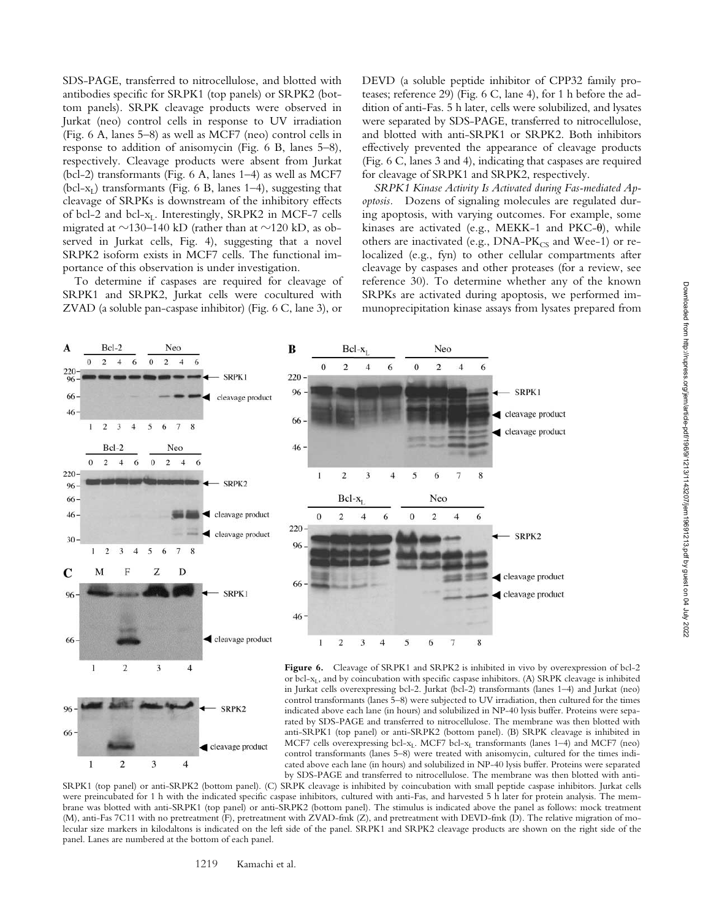SDS-PAGE, transferred to nitrocellulose, and blotted with antibodies specific for SRPK1 (top panels) or SRPK2 (bottom panels). SRPK cleavage products were observed in Jurkat (neo) control cells in response to UV irradiation (Fig. 6 A, lanes 5–8) as well as MCF7 (neo) control cells in response to addition of anisomycin (Fig. 6 B, lanes 5–8), respectively. Cleavage products were absent from Jurkat (bcl-2) transformants (Fig. 6 A, lanes 1–4) as well as MCF7 (bcl-$x_L$) transformants (Fig. 6 B, lanes 1–4), suggesting that cleavage of SRPKs is downstream of the inhibitory effects of bcl-2 and bcl-$x_L$. Interestingly, SRPK2 in MCF-7 cells migrated at ~130–140 kD (rather than at ~120 kD, as observed in Jurkat cells, Fig. 4), suggesting that a novel SRPK2 isoform exists in MCF7 cells. The functional importance of this observation is under investigation.

To determine if caspases are required for cleavage of SRPK1 and SRPK2, Jurkat cells were cocultured with ZVAD (a soluble pan-caspase inhibitor) (Fig. 6 C, lane 3), or DEVD (a soluble peptide inhibitor of CPP32 family proteases; reference 29) (Fig. 6 C, lane 4), for 1 h before the addition of anti-Fas. 5 h later, cells were solubilized, and lysates were separated by SDS-PAGE, transferred to nitrocellulose, and blotted with anti-SRPK1 or SRPK2. Both inhibitors effectively prevented the appearance of cleavage products (Fig. 6 C, lanes 3 and 4), indicating that caspases are required for cleavage of SRPK1 and SRPK2, respectively.

*SRPK1 Kinase Activity Is Activated during Fas-mediated Apoptosis.* Dozens of signaling molecules are regulated during apoptosis, with varying outcomes. For example, some kinases are activated (e.g., MEKK-1 and PKC-θ), while others are inactivated (e.g., DNA-$PK_{CS}$ and Wee-1) or relocalized (e.g., fyn) to other cellular compartments after cleavage by caspases and other proteases (for a review, see reference 30). To determine whether any of the known SRPKs are activated during apoptosis, we performed immunoprecipitation kinase assays from lysates prepared from

**Figure 6.** Cleavage of SRPK1 and SRPK2 is inhibited in vivo by overexpression of bcl-2 or bcl-$x_L$, and by coincubation with specific caspase inhibitors. (A) SRPK cleavage is inhibited in Jurkat cells overexpressing bcl-2. Jurkat (bcl-2) transformants (lanes 1–4) and Jurkat (neo) control transformants (lanes 5–8) were subjected to UV irradiation, then cultured for the times indicated above each lane (in hours) and solubilized in NP-40 lysis buffer. Proteins were separated by SDS-PAGE and transferred to nitrocellulose. The membrane was then blotted with anti-SRPK1 (top panel) or anti-SRPK2 (bottom panel). (B) SRPK cleavage is inhibited in MCF7 cells overexpressing bcl-$x_L$. MCF7 bcl-$x_L$ transformants (lanes 1–4) and MCF7 (neo) control transformants (lanes 5–8) were treated with anisomycin, cultured for the times indicated above each lane (in hours) and solubilized in NP-40 lysis buffer. Proteins were separated by SDS-PAGE and transferred to nitrocellulose. The membrane was then blotted with anti-SRPK1 (top panel) or anti-SRPK2 (bottom panel). (C) SRPK cleavage is inhibited by coincubation with small peptide caspase inhibitors. Jurkat cells were preincubated for 1 h with the indicated specific caspase inhibitors, cultured with anti-Fas, and harvested 5 h later for protein analysis. The membrane was blotted with anti-SRPK1 (top panel) or anti-SRPK2 (bottom panel). The stimulus is indicated above the panel as follows: mock treatment (M), anti-Fas 7C11 with no pretreatment (F), pretreatment with ZVAD-fmk (Z), and pretreatment with DEVD-fmk (D). The relative migration of molecular size markers in kilodaltons is indicated on the left side of the panel. SRPK1 and SRPK2 cleavage products are shown on the right side of the panel. Lanes are numbered at the bottom of each panel.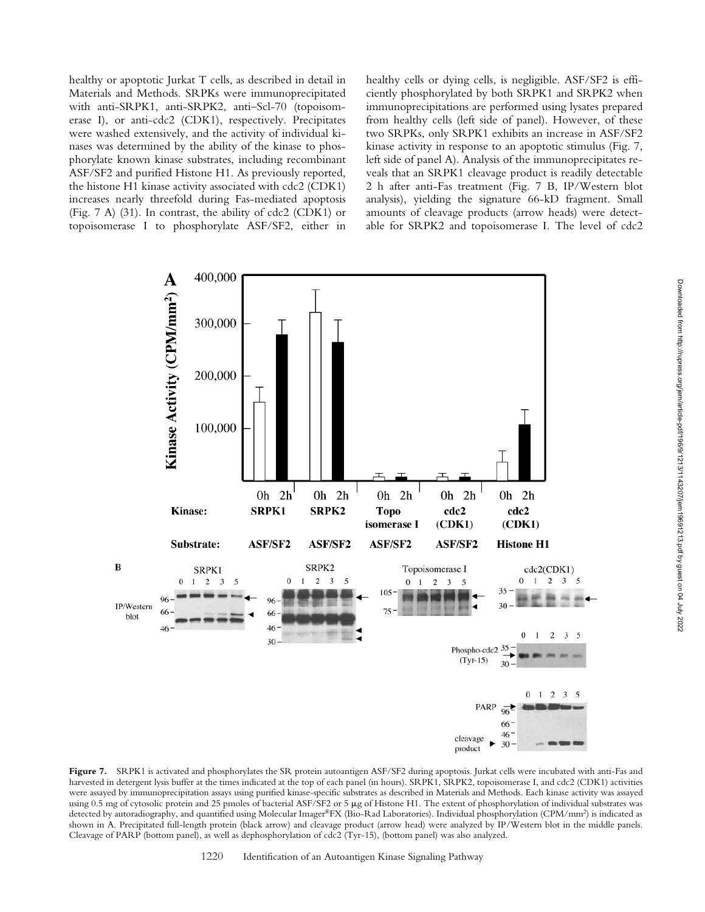healthy or apoptotic Jurkat T cells, as described in detail in Materials and Methods. SRPKs were immunoprecipitated with anti-SRPK1, anti-SRPK2, anti–Scl-70 (topoisomerase I), or anti-cdc2 (CDK1), respectively. Precipitates were washed extensively, and the activity of individual kinases was determined by the ability of the kinase to phosphorylate known kinase substrates, including recombinant ASF/SF2 and purified Histone H1. As previously reported, the histone H1 kinase activity associated with cdc2 (CDK1) increases nearly threefold during Fas-mediated apoptosis (Fig. 7 A) (31). In contrast, the ability of cdc2 (CDK1) or topoisomerase I to phosphorylate ASF/SF2, either in healthy cells or dying cells, is negligible. ASF/SF2 is efficiently phosphorylated by both SRPK1 and SRPK2 when immunoprecipitations are performed using lysates prepared from healthy cells (left side of panel). However, of these two SRPKs, only SRPK1 exhibits an increase in ASF/SF2 kinase activity in response to an apoptotic stimulus (Fig. 7, left side of panel A). Analysis of the immunoprecipitates reveals that an SRPK1 cleavage product is readily detectable 2 h after anti-Fas treatment (Fig. 7 B, IP/Western blot analysis), yielding the signature 66-kD fragment. Small amounts of cleavage products (arrow heads) were detectable for SRPK2 and topoisomerase I. The level of cdc2

**Figure 7.** SRPK1 is activated and phosphorylates the SR protein autoantigen ASF/SF2 during apoptosis. Jurkat cells were incubated with anti-Fas and harvested in detergent lysis buffer at the times indicated at the top of each panel (in hours). SRPK1, SRPK2, topoisomerase I, and cdc2 (CDK1) activities were assayed by immunoprecipitation assays using purified kinase-specific substrates as described in Materials and Methods. Each kinase activity was assayed using 0.5 mg of cytosolic protein and 25 pmoles of bacterial ASF/SF2 or 5 μg of Histone H1. The extent of phosphorylation of individual substrates was detected by autoradiography, and quantified using Molecular Imager®FX (Bio-Rad Laboratories). Individual phosphorylation (CPM/mm$^2$) is indicated as shown in A. Precipitated full-length protein (black arrow) and cleavage product (arrow head) were analyzed by IP/Western blot in the middle panels. Cleavage of PARP (bottom panel), as well as dephosphorylation of cdc2 (Tyr-15), (bottom panel) was also analyzed.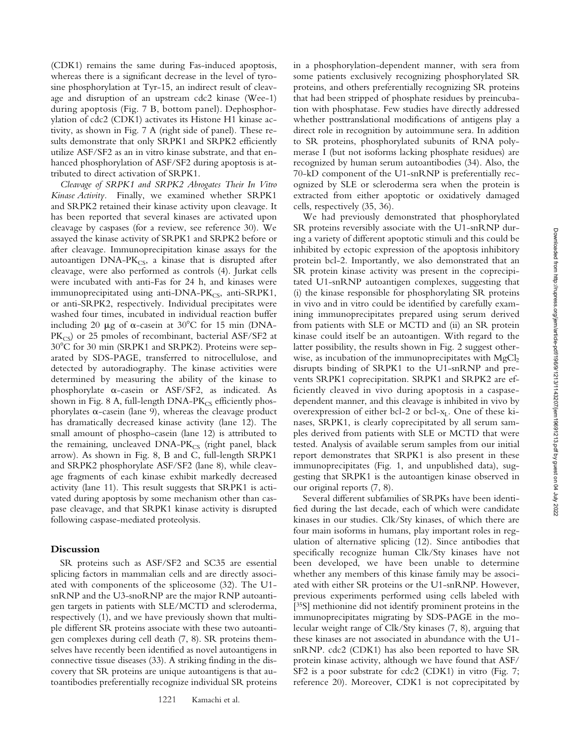(CDK1) remains the same during Fas-induced apoptosis, whereas there is a significant decrease in the level of tyrosine phosphorylation at Tyr-15, an indirect result of cleavage and disruption of an upstream cdc2 kinase (Wee-1) during apoptosis (Fig. 7 B, bottom panel). Dephosphorylation of cdc2 (CDK1) activates its Histone H1 kinase activity, as shown in Fig. 7 A (right side of panel). These results demonstrate that only SRPK1 and SRPK2 efficiently utilize ASF/SF2 as an in vitro kinase substrate, and that enhanced phosphorylation of ASF/SF2 during apoptosis is attributed to direct activation of SRPK1.

*Cleavage of SRPK1 and SRPK2 Abrogates Their In Vitro Kinase Activity.* Finally, we examined whether SRPK1 and SRPK2 retained their kinase activity upon cleavage. It has been reported that several kinases are activated upon cleavage by caspases (for a review, see reference 30). We assayed the kinase activity of SRPK1 and SRPK2 before or after cleavage. Immunoprecipitation kinase assays for the autoantigen DNA-$PK_{CS}$, a kinase that is disrupted after cleavage, were also performed as controls (4). Jurkat cells were incubated with anti-Fas for 24 h, and kinases were immunoprecipitated using anti-DNA-$PK_{CS}$, anti-SRPK1, or anti-SRPK2, respectively. Individual precipitates were washed four times, incubated in individual reaction buffer including 20 μg of α-casein at 30°C for 15 min (DNA-$PK_{CS}$) or 25 pmoles of recombinant, bacterial ASF/SF2 at 30°C for 30 min (SRPK1 and SRPK2). Proteins were separated by SDS-PAGE, transferred to nitrocellulose, and detected by autoradiography. The kinase activities were determined by measuring the ability of the kinase to phosphorylate α-casein or ASF/SF2, as indicated. As shown in Fig. 8 A, full-length DNA-$PK_{CS}$ efficiently phosphorylates α-casein (lane 9), whereas the cleavage product has dramatically decreased kinase activity (lane 12). The small amount of phospho-casein (lane 12) is attributed to the remaining, uncleaved DNA-$PK_{CS}$ (right panel, black arrow). As shown in Fig. 8, B and C, full-length SRPK1 and SRPK2 phosphorylate ASF/SF2 (lane 8), while cleavage fragments of each kinase exhibit markedly decreased activity (lane 11). This result suggests that SRPK1 is activated during apoptosis by some mechanism other than caspase cleavage, and that SRPK1 kinase activity is disrupted following caspase-mediated proteolysis.

## Discussion

SR proteins such as ASF/SF2 and SC35 are essential splicing factors in mammalian cells and are directly associated with components of the spliceosome (32). The U1-snRNP and the U3-snoRNP are the major RNP autoantigen targets in patients with SLE/MCTD and scleroderma, respectively (1), and we have previously shown that multiple different SR proteins associate with these two autoantigen complexes during cell death (7, 8). SR proteins themselves have recently been identified as novel autoantigens in connective tissue diseases (33). A striking finding in the discovery that SR proteins are unique autoantigens is that autoantibodies preferentially recognize individual SR proteins in a phosphorylation-dependent manner, with sera from some patients exclusively recognizing phosphorylated SR proteins, and others preferentially recognizing SR proteins that had been stripped of phosphate residues by preincubation with phosphatase. Few studies have directly addressed whether posttranslational modifications of antigens play a direct role in recognition by autoimmune sera. In addition to SR proteins, phosphorylated subunits of RNA polymerase I (but not isoforms lacking phosphate residues) are recognized by human serum autoantibodies (34). Also, the 70-kD component of the U1-snRNP is preferentially recognized by SLE or scleroderma sera when the protein is extracted from either apoptotic or oxidatively damaged cells, respectively (35, 36).

We had previously demonstrated that phosphorylated SR proteins reversibly associate with the U1-snRNP during a variety of different apoptotic stimuli and this could be inhibited by ectopic expression of the apoptosis inhibitory protein bcl-2. Importantly, we also demonstrated that an SR protein kinase activity was present in the coprecipitated U1-snRNP autoantigen complexes, suggesting that (i) the kinase responsible for phosphorylating SR proteins in vivo and in vitro could be identified by carefully examining immunoprecipitates prepared using serum derived from patients with SLE or MCTD and (ii) an SR protein kinase could itself be an autoantigen. With regard to the latter possibility, the results shown in Fig. 2 suggest otherwise, as incubation of the immunoprecipitates with $MgCl_2$ disrupts binding of SRPK1 to the U1-snRNP and prevents SRPK1 coprecipitation. SRPK1 and SRPK2 are efficiently cleaved in vivo during apoptosis in a caspase-dependent manner, and this cleavage is inhibited in vivo by overexpression of either bcl-2 or bcl-$x_L$. One of these kinases, SRPK1, is clearly coprecipitated by all serum samples derived from patients with SLE or MCTD that were tested. Analysis of available serum samples from our initial report demonstrates that SRPK1 is also present in these immunoprecipitates (Fig. 1, and unpublished data), suggesting that SRPK1 is the autoantigen kinase observed in our original reports (7, 8).

Several different subfamilies of SRPKs have been identified during the last decade, each of which were candidate kinases in our studies. Clk/Sty kinases, of which there are four main isoforms in humans, play important roles in regulation of alternative splicing (12). Since antibodies that specifically recognize human Clk/Sty kinases have not been developed, we have been unable to determine whether any members of this kinase family may be associated with either SR proteins or the U1-snRNP. However, previous experiments performed using cells labeled with [$^{35}$S] methionine did not identify prominent proteins in the immunoprecipitates migrating by SDS-PAGE in the molecular weight range of Clk/Sty kinases (7, 8), arguing that these kinases are not associated in abundance with the U1-snRNP. cdc2 (CDK1) has also been reported to have SR protein kinase activity, although we have found that ASF/SF2 is a poor substrate for cdc2 (CDK1) in vitro (Fig. 7; reference 20). Moreover, CDK1 is not coprecipitated by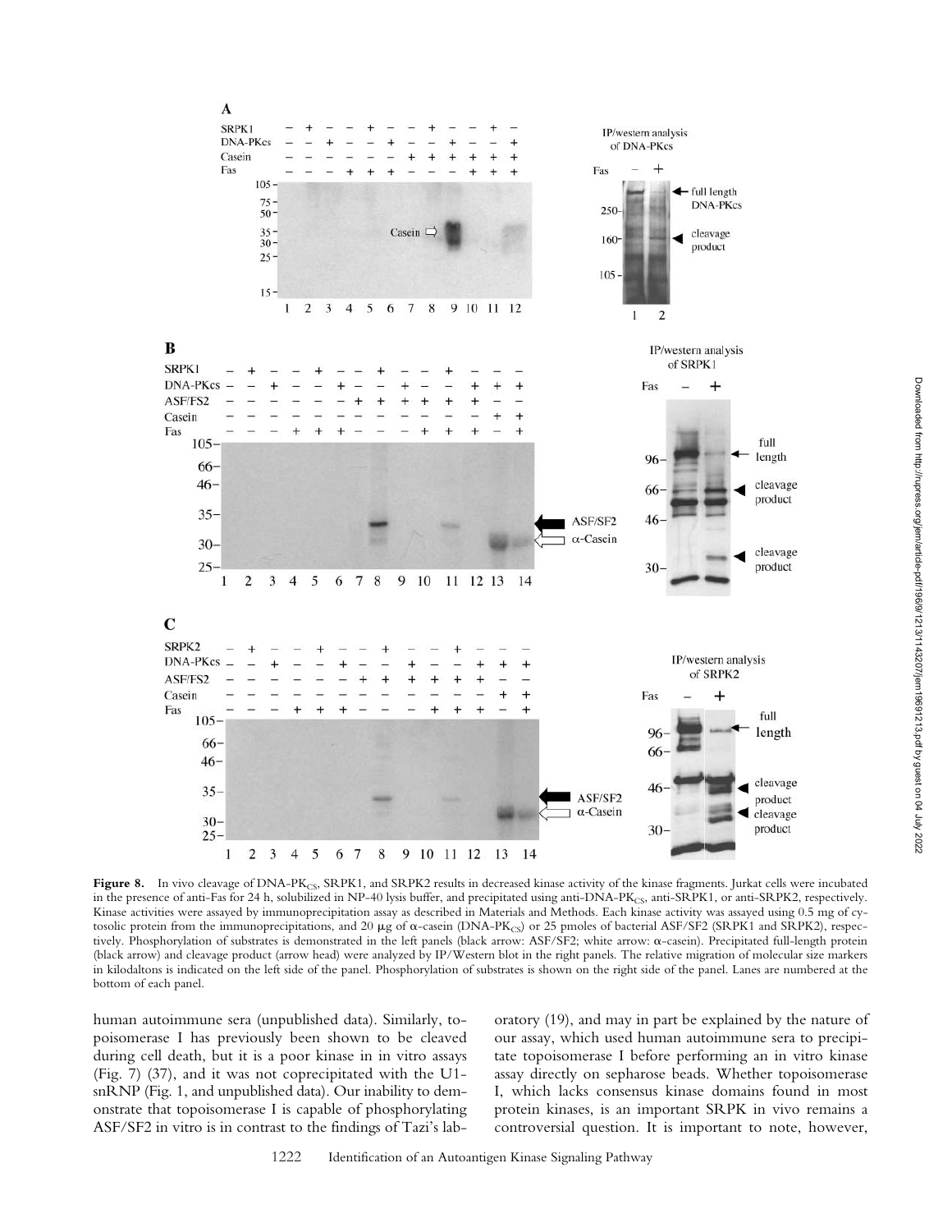**Figure 8.** In vivo cleavage of DNA-$PK_{CS}$, SRPK1, and SRPK2 results in decreased kinase activity of the kinase fragments. Jurkat cells were incubated in the presence of anti-Fas for 24 h, solubilized in NP-40 lysis buffer, and precipitated using anti-DNA-$PK_{CS}$, anti-SRPK1, or anti-SRPK2, respectively. Kinase activities were assayed by immunoprecipitation assay as described in Materials and Methods. Each kinase activity was assayed using 0.5 mg of cytosolic protein from the immunoprecipitations, and 20 μg of α-casein (DNA-$PK_{CS}$) or 25 pmoles of bacterial ASF/SF2 (SRPK1 and SRPK2), respectively. Phosphorylation of substrates is demonstrated in the left panels (black arrow: ASF/SF2; white arrow: α-casein). Precipitated full-length protein (black arrow) and cleavage product (arrow head) were analyzed by IP/Western blot in the right panels. The relative migration of molecular size markers in kilodaltons is indicated on the left side of the panel. Phosphorylation of substrates is shown on the right side of the panel. Lanes are numbered at the bottom of each panel.

human autoimmune sera (unpublished data). Similarly, topoisomerase I has previously been shown to be cleaved during cell death, but it is a poor kinase in in vitro assays (Fig. 7) (37), and it was not coprecipitated with the U1-snRNP (Fig. 1, and unpublished data). Our inability to demonstrate that topoisomerase I is capable of phosphorylating ASF/SF2 in vitro is in contrast to the findings of Tazi's laboratory (19), and may in part be explained by the nature of our assay, which used human autoimmune sera to precipitate topoisomerase I before performing an in vitro kinase assay directly on sepharose beads. Whether topoisomerase I, which lacks consensus kinase domains found in most protein kinases, is an important SRPK in vivo remains a controversial question. It is important to note, however,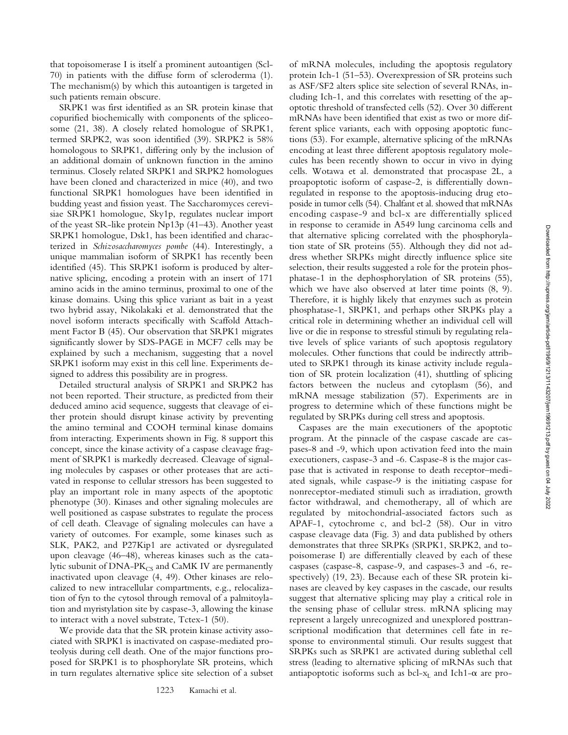that topoisomerase I is itself a prominent autoantigen (Scl-70) in patients with the diffuse form of scleroderma (1). The mechanism(s) by which this autoantigen is targeted in such patients remain obscure.

SRPK1 was first identified as an SR protein kinase that copurified biochemically with components of the spliceosome (21, 38). A closely related homologue of SRPK1, termed SRPK2, was soon identified (39). SRPK2 is 58% homologous to SRPK1, differing only by the inclusion of an additional domain of unknown function in the amino terminus. Closely related SRPK1 and SRPK2 homologues have been cloned and characterized in mice (40), and two functional SRPK1 homologues have been identified in budding yeast and fission yeast. The Saccharomyces cerevisiae SRPK1 homologue, Sky1p, regulates nuclear import of the yeast SR-like protein Np13p (41–43). Another yeast SRPK1 homologue, Dsk1, has been identified and characterized in *Schizosaccharomyces pombe* (44). Interestingly, a unique mammalian isoform of SRPK1 has recently been identified (45). This SRPK1 isoform is produced by alternative splicing, encoding a protein with an insert of 171 amino acids in the amino terminus, proximal to one of the kinase domains. Using this splice variant as bait in a yeast two hybrid assay, Nikolakaki et al. demonstrated that the novel isoform interacts specifically with Scaffold Attachment Factor B (45). Our observation that SRPK1 migrates significantly slower by SDS-PAGE in MCF7 cells may be explained by such a mechanism, suggesting that a novel SRPK1 isoform may exist in this cell line. Experiments designed to address this possibility are in progress.

Detailed structural analysis of SRPK1 and SRPK2 has not been reported. Their structure, as predicted from their deduced amino acid sequence, suggests that cleavage of either protein should disrupt kinase activity by preventing the amino terminal and COOH terminal kinase domains from interacting. Experiments shown in Fig. 8 support this concept, since the kinase activity of a caspase cleavage fragment of SRPK1 is markedly decreased. Cleavage of signaling molecules by caspases or other proteases that are activated in response to cellular stressors has been suggested to play an important role in many aspects of the apoptotic phenotype (30). Kinases and other signaling molecules are well positioned as caspase substrates to regulate the process of cell death. Cleavage of signaling molecules can have a variety of outcomes. For example, some kinases such as SLK, PAK2, and P27Kip1 are activated or dysregulated upon cleavage (46–48), whereas kinases such as the catalytic subunit of DNA-$PK_{CS}$ and CaMK IV are permanently inactivated upon cleavage (4, 49). Other kinases are relocalized to new intracellular compartments, e.g., relocalization of fyn to the cytosol through removal of a palmitoylation and myristylation site by caspase-3, allowing the kinase to interact with a novel substrate, Tctex-1 (50).

We provide data that the SR protein kinase activity associated with SRPK1 is inactivated on caspase-mediated proteolysis during cell death. One of the major functions proposed for SRPK1 is to phosphorylate SR proteins, which in turn regulates alternative splice site selection of a subset of mRNA molecules, including the apoptosis regulatory protein Ich-1 (51–53). Overexpression of SR proteins such as ASF/SF2 alters splice site selection of several RNAs, including Ich-1, and this correlates with resetting of the apoptotic threshold of transfected cells (52). Over 30 different mRNAs have been identified that exist as two or more different splice variants, each with opposing apoptotic functions (53). For example, alternative splicing of the mRNAs encoding at least three different apoptosis regulatory molecules has been recently shown to occur in vivo in dying cells. Wotawa et al. demonstrated that procaspase 2L, a proapoptotic isoform of caspase-2, is differentially downregulated in response to the apoptosis-inducing drug etoposide in tumor cells (54). Chalfant et al. showed that mRNAs encoding caspase-9 and bcl-x are differentially spliced in response to ceramide in A549 lung carcinoma cells and that alternative splicing correlated with the phosphorylation state of SR proteins (55). Although they did not address whether SRPKs might directly influence splice site selection, their results suggested a role for the protein phosphatase-1 in the dephosphorylation of SR proteins (55), which we have also observed at later time points (8, 9). Therefore, it is highly likely that enzymes such as protein phosphatase-1, SRPK1, and perhaps other SRPKs play a critical role in determining whether an individual cell will live or die in response to stressful stimuli by regulating relative levels of splice variants of such apoptosis regulatory molecules. Other functions that could be indirectly attributed to SRPK1 through its kinase activity include regulation of SR protein localization (41), shuttling of splicing factors between the nucleus and cytoplasm (56), and mRNA message stabilization (57). Experiments are in progress to determine which of these functions might be regulated by SRPKs during cell stress and apoptosis.

Caspases are the main executioners of the apoptotic program. At the pinnacle of the caspase cascade are caspases-8 and -9, which upon activation feed into the main executioners, caspase-3 and -6. Caspase-8 is the major caspase that is activated in response to death receptor–mediated signals, while caspase-9 is the initiating caspase for nonreceptor-mediated stimuli such as irradiation, growth factor withdrawal, and chemotherapy, all of which are regulated by mitochondrial-associated factors such as APAF-1, cytochrome c, and bcl-2 (58). Our in vitro caspase cleavage data (Fig. 3) and data published by others demonstrates that three SRPKs (SRPK1, SRPK2, and topoisomerase I) are differentially cleaved by each of these caspases (caspase-8, caspase-9, and caspases-3 and -6, respectively) (19, 23). Because each of these SR protein kinases are cleaved by key caspases in the cascade, our results suggest that alternative splicing may play a critical role in the sensing phase of cellular stress. mRNA splicing may represent a largely unrecognized and unexplored posttranscriptional modification that determines cell fate in response to environmental stimuli. Our results suggest that SRPKs such as SRPK1 are activated during sublethal cell stress (leading to alternative splicing of mRNAs such that antiapoptotic isoforms such as bcl-$x_L$ and Ich1-$\alpha$ are pro-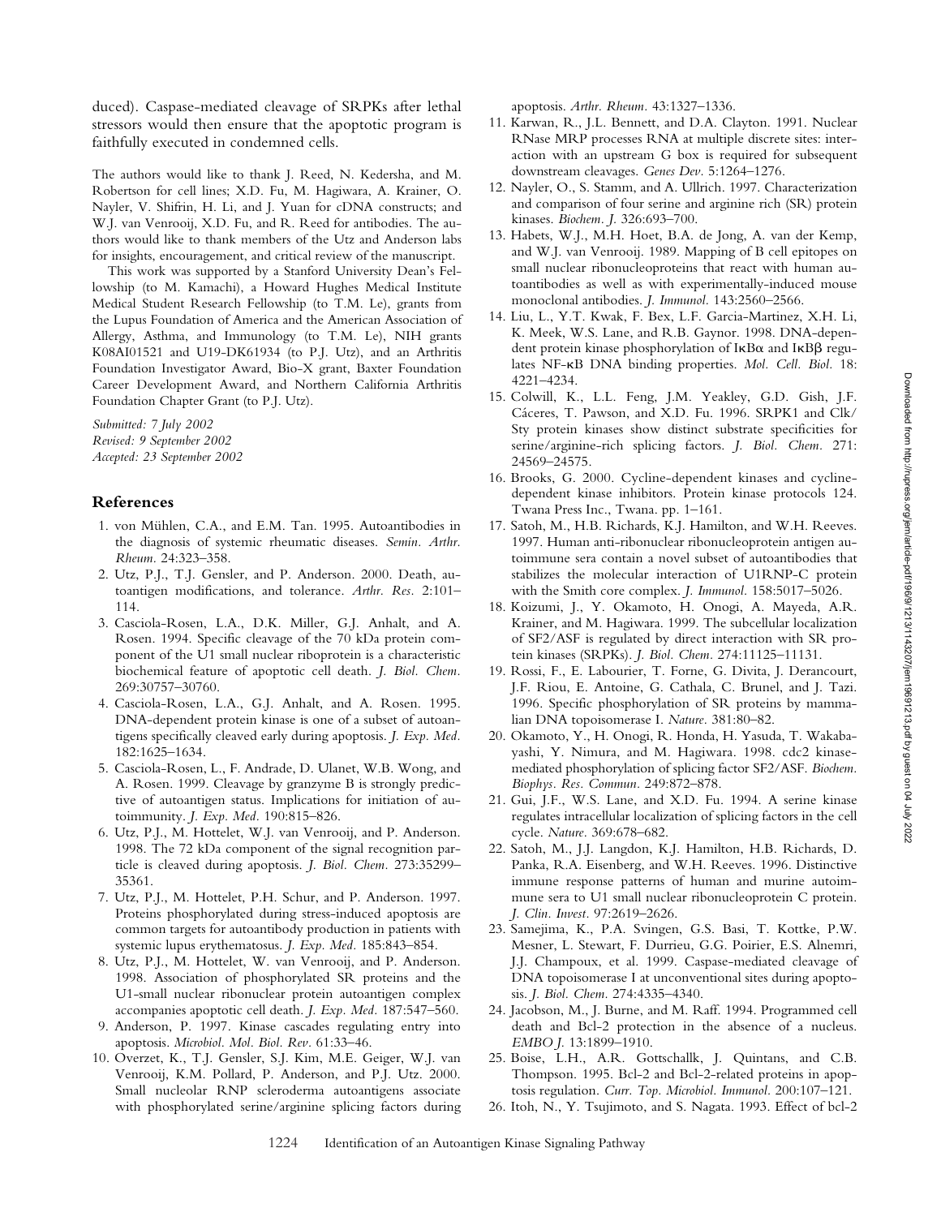duced). Caspase-mediated cleavage of SRPKs after lethal stressors would then ensure that the apoptotic program is faithfully executed in condemned cells.

The authors would like to thank J. Reed, N. Kedersha, and M. Robertson for cell lines; X.D. Fu, M. Hagiwara, A. Krainer, O. Nayler, V. Shifrin, H. Li, and J. Yuan for cDNA constructs; and W.J. van Venrooij, X.D. Fu, and R. Reed for antibodies. The authors would like to thank members of the Utz and Anderson labs for insights, encouragement, and critical review of the manuscript.

This work was supported by a Stanford University Dean's Fellowship (to M. Kamachi), a Howard Hughes Medical Institute Medical Student Research Fellowship (to T.M. Le), grants from the Lupus Foundation of America and the American Association of Allergy, Asthma, and Immunology (to T.M. Le), NIH grants K08AI01521 and U19-DK61934 (to P.J. Utz), and an Arthritis Foundation Investigator Award, Bio-X grant, Baxter Foundation Career Development Award, and Northern California Arthritis Foundation Chapter Grant (to P.J. Utz).

*Submitted: 7 July 2002*
*Revised: 9 September 2002*
*Accepted: 23 September 2002*

## References

1. von Mühlen, C.A., and E.M. Tan. 1995. Autoantibodies in the diagnosis of systemic rheumatic diseases. *Semin. Arthr. Rheum.* 24:323–358.
2. Utz, P.J., T.J. Gensler, and P. Anderson. 2000. Death, autoantigen modifications, and tolerance. *Arthr. Res.* 2:101–114.
3. Casciola-Rosen, L.A., D.K. Miller, G.J. Anhalt, and A. Rosen. 1994. Specific cleavage of the 70 kDa protein component of the U1 small nuclear riboprotein is a characteristic biochemical feature of apoptotic cell death. *J. Biol. Chem.* 269:30757–30760.
4. Casciola-Rosen, L.A., G.J. Anhalt, and A. Rosen. 1995. DNA-dependent protein kinase is one of a subset of autoantigens specifically cleaved early during apoptosis. *J. Exp. Med.* 182:1625–1634.
5. Casciola-Rosen, L., F. Andrade, D. Ulanet, W.B. Wong, and A. Rosen. 1999. Cleavage by granzyme B is strongly predictive of autoantigen status. Implications for initiation of autoimmunity. *J. Exp. Med.* 190:815–826.
6. Utz, P.J., M. Hottelet, W.J. van Venrooij, and P. Anderson. 1998. The 72 kDa component of the signal recognition particle is cleaved during apoptosis. *J. Biol. Chem.* 273:35299–35361.
7. Utz, P.J., M. Hottelet, P.H. Schur, and P. Anderson. 1997. Proteins phosphorylated during stress-induced apoptosis are common targets for autoantibody production in patients with systemic lupus erythematosus. *J. Exp. Med.* 185:843–854.
8. Utz, P.J., M. Hottelet, W. van Venrooij, and P. Anderson. 1998. Association of phosphorylated SR proteins and the U1-small nuclear ribonuclear protein autoantigen complex accompanies apoptotic cell death. *J. Exp. Med.* 187:547–560.
9. Anderson, P. 1997. Kinase cascades regulating entry into apoptosis. *Microbiol. Mol. Biol. Rev.* 61:33–46.
10. Overzet, K., T.J. Gensler, S.J. Kim, M.E. Geiger, W.J. van Venrooij, K.M. Pollard, P. Anderson, and P.J. Utz. 2000. Small nucleolar RNP scleroderma autoantigens associate with phosphorylated serine/arginine splicing factors during apoptosis. *Arthr. Rheum.* 43:1327–1336.
11. Karwan, R., J.L. Bennett, and D.A. Clayton. 1991. Nuclear RNase MRP processes RNA at multiple discrete sites: interaction with an upstream G box is required for subsequent downstream cleavages. *Genes Dev.* 5:1264–1276.
12. Nayler, O., S. Stamm, and A. Ullrich. 1997. Characterization and comparison of four serine and arginine rich (SR) protein kinases. *Biochem. J.* 326:693–700.
13. Habets, W.J., M.H. Hoet, B.A. de Jong, A. van der Kemp, and W.J. van Venrooij. 1989. Mapping of B cell epitopes on small nuclear ribonucleoproteins that react with human autoantibodies as well as with experimentally-induced mouse monoclonal antibodies. *J. Immunol.* 143:2560–2566.
14. Liu, L., Y.T. Kwak, F. Bex, L.F. Garcia-Martinez, X.H. Li, K. Meek, W.S. Lane, and R.B. Gaynor. 1998. DNA-dependent protein kinase phosphorylation of IκBα and IκBβ regulates NF-κB DNA binding properties. *Mol. Cell. Biol.* 18:4221–4234.
15. Colwill, K., L.L. Feng, J.M. Yeakley, G.D. Gish, J.F. Cáceres, T. Pawson, and X.D. Fu. 1996. SRPK1 and Clk/Sty protein kinases show distinct substrate specificities for serine/arginine-rich splicing factors. *J. Biol. Chem.* 271:24569–24575.
16. Brooks, G. 2000. Cycline-dependent kinases and cycline-dependent kinase inhibitors. Protein kinase protocols 124. Twana Press Inc., Twana. pp. 1–161.
17. Satoh, M., H.B. Richards, K.J. Hamilton, and W.H. Reeves. 1997. Human anti-ribonuclear ribonucleoprotein antigen autoimmune sera contain a novel subset of autoantibodies that stabilizes the molecular interaction of U1RNP-C protein with the Smith core complex. *J. Immunol.* 158:5017–5026.
18. Koizumi, J., Y. Okamoto, H. Onogi, A. Mayeda, A.R. Krainer, and M. Hagiwara. 1999. The subcellular localization of SF2/ASF is regulated by direct interaction with SR protein kinases (SRPKs). *J. Biol. Chem.* 274:11125–11131.
19. Rossi, F., E. Labourier, T. Forne, G. Divita, J. Derancourt, J.F. Riou, E. Antoine, G. Cathala, C. Brunel, and J. Tazi. 1996. Specific phosphorylation of SR proteins by mammalian DNA topoisomerase I. *Nature.* 381:80–82.
20. Okamoto, Y., H. Onogi, R. Honda, H. Yasuda, T. Wakabayashi, Y. Nimura, and M. Hagiwara. 1998. cdc2 kinase-mediated phosphorylation of splicing factor SF2/ASF. *Biochem. Biophys. Res. Commun.* 249:872–878.
21. Gui, J.F., W.S. Lane, and X.D. Fu. 1994. A serine kinase regulates intracellular localization of splicing factors in the cell cycle. *Nature.* 369:678–682.
22. Satoh, M., J.J. Langdon, K.J. Hamilton, H.B. Richards, D. Panka, R.A. Eisenberg, and W.H. Reeves. 1996. Distinctive immune response patterns of human and murine autoimmune sera to U1 small nuclear ribonucleoprotein C protein. *J. Clin. Invest.* 97:2619–2626.
23. Samejima, K., P.A. Svingen, G.S. Basi, T. Kottke, P.W. Mesner, L. Stewart, F. Durrieu, G.G. Poirier, E.S. Alnemri, J.J. Champoux, et al. 1999. Caspase-mediated cleavage of DNA topoisomerase I at unconventional sites during apoptosis. *J. Biol. Chem.* 274:4335–4340.
24. Jacobson, M., J. Burne, and M. Raff. 1994. Programmed cell death and Bcl-2 protection in the absence of a nucleus. *EMBO J.* 13:1899–1910.
25. Boise, L.H., A.R. Gottschallk, J. Quintans, and C.B. Thompson. 1995. Bcl-2 and Bcl-2-related proteins in apoptosis regulation. *Curr. Top. Microbiol. Immunol.* 200:107–121.
26. Itoh, N., Y. Tsujimoto, and S. Nagata. 1993. Effect of bcl-2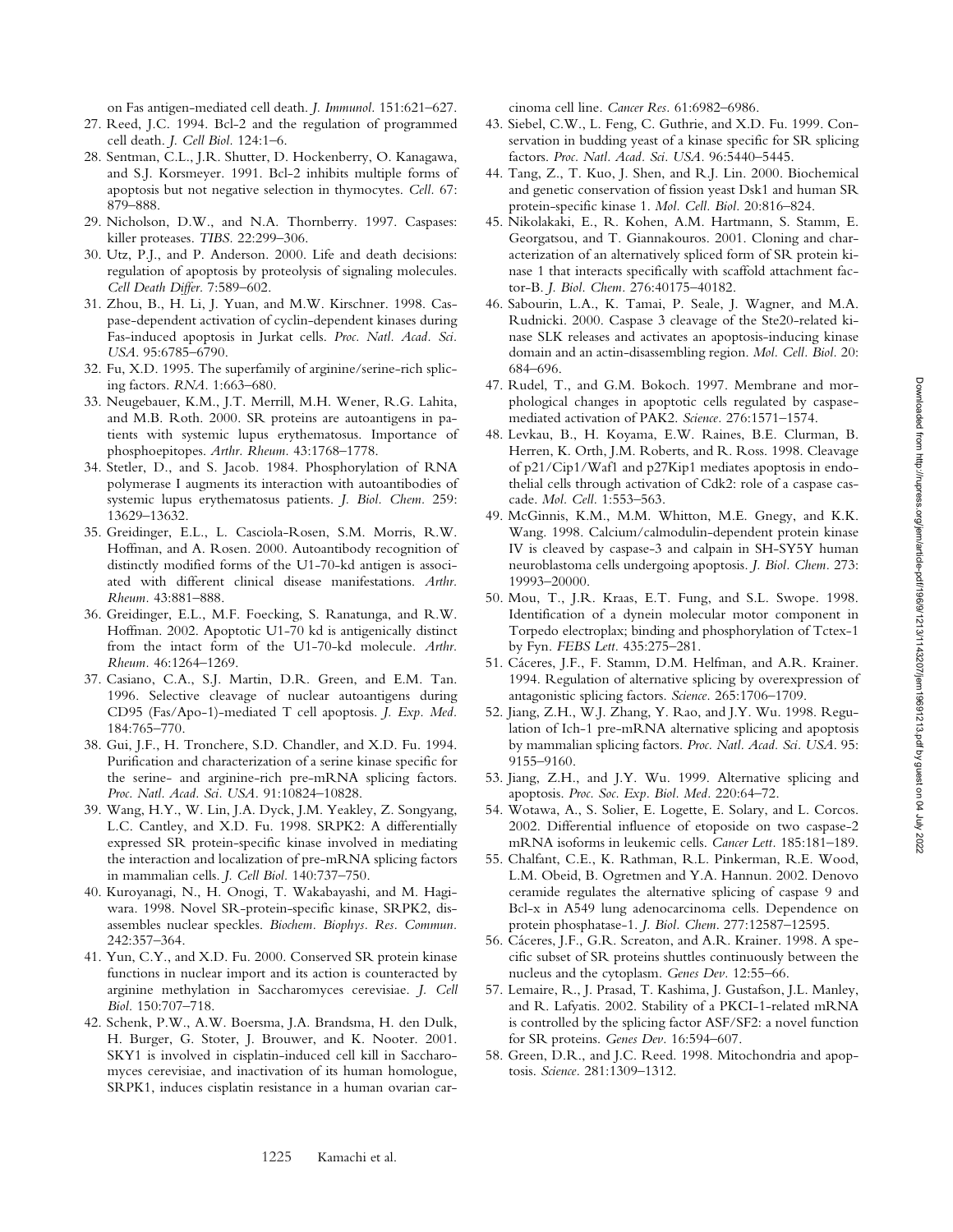on Fas antigen-mediated cell death. *J. Immunol.* 151:621–627.

27. Reed, J.C. 1994. Bcl-2 and the regulation of programmed cell death. *J. Cell Biol.* 124:1–6.
28. Sentman, C.L., J.R. Shutter, D. Hockenberry, O. Kanagawa, and S.J. Korsmeyer. 1991. Bcl-2 inhibits multiple forms of apoptosis but not negative selection in thymocytes. *Cell.* 67: 879–888.
29. Nicholson, D.W., and N.A. Thornberry. 1997. Caspases: killer proteases. *TIBS.* 22:299–306.
30. Utz, P.J., and P. Anderson. 2000. Life and death decisions: regulation of apoptosis by proteolysis of signaling molecules. *Cell Death Differ.* 7:589–602.
31. Zhou, B., H. Li, J. Yuan, and M.W. Kirschner. 1998. Caspase-dependent activation of cyclin-dependent kinases during Fas-induced apoptosis in Jurkat cells. *Proc. Natl. Acad. Sci. USA.* 95:6785–6790.
32. Fu, X.D. 1995. The superfamily of arginine/serine-rich splicing factors. *RNA.* 1:663–680.
33. Neugebauer, K.M., J.T. Merrill, M.H. Wener, R.G. Lahita, and M.B. Roth. 2000. SR proteins are autoantigens in patients with systemic lupus erythematosus. Importance of phosphoepitopes. *Arthr. Rheum.* 43:1768–1778.
34. Stetler, D., and S. Jacob. 1984. Phosphorylation of RNA polymerase I augments its interaction with autoantibodies of systemic lupus erythematosus patients. *J. Biol. Chem.* 259: 13629–13632.
35. Greidinger, E.L., L. Casciola-Rosen, S.M. Morris, R.W. Hoffman, and A. Rosen. 2000. Autoantibody recognition of distinctly modified forms of the U1-70-kd antigen is associated with different clinical disease manifestations. *Arthr. Rheum.* 43:881–888.
36. Greidinger, E.L., M.F. Foecking, S. Ranatunga, and R.W. Hoffman. 2002. Apoptotic U1-70 kd is antigenically distinct from the intact form of the U1-70-kd molecule. *Arthr. Rheum.* 46:1264–1269.
37. Casiano, C.A., S.J. Martin, D.R. Green, and E.M. Tan. 1996. Selective cleavage of nuclear autoantigens during CD95 (Fas/Apo-1)-mediated T cell apoptosis. *J. Exp. Med.* 184:765–770.
38. Gui, J.F., H. Tronchere, S.D. Chandler, and X.D. Fu. 1994. Purification and characterization of a serine kinase specific for the serine- and arginine-rich pre-mRNA splicing factors. *Proc. Natl. Acad. Sci. USA.* 91:10824–10828.
39. Wang, H.Y., W. Lin, J.A. Dyck, J.M. Yeakley, Z. Songyang, L.C. Cantley, and X.D. Fu. 1998. SRPK2: A differentially expressed SR protein-specific kinase involved in mediating the interaction and localization of pre-mRNA splicing factors in mammalian cells. *J. Cell Biol.* 140:737–750.
40. Kuroyanagi, N., H. Onogi, T. Wakabayashi, and M. Hagiwara. 1998. Novel SR-protein-specific kinase, SRPK2, disassembles nuclear speckles. *Biochem. Biophys. Res. Commun.* 242:357–364.
41. Yun, C.Y., and X.D. Fu. 2000. Conserved SR protein kinase functions in nuclear import and its action is counteracted by arginine methylation in Saccharomyces cerevisiae. *J. Cell Biol.* 150:707–718.
42. Schenk, P.W., A.W. Boersma, J.A. Brandsma, H. den Dulk, H. Burger, G. Stoter, J. Brouwer, and K. Nooter. 2001. SKY1 is involved in cisplatin-induced cell kill in Saccharomyces cerevisiae, and inactivation of its human homologue, SRPK1, induces cisplatin resistance in a human ovarian carcinoma cell line. *Cancer Res.* 61:6982–6986.
43. Siebel, C.W., L. Feng, C. Guthrie, and X.D. Fu. 1999. Conservation in budding yeast of a kinase specific for SR splicing factors. *Proc. Natl. Acad. Sci. USA.* 96:5440–5445.
44. Tang, Z., T. Kuo, J. Shen, and R.J. Lin. 2000. Biochemical and genetic conservation of fission yeast Dsk1 and human SR protein-specific kinase 1. *Mol. Cell. Biol.* 20:816–824.
45. Nikolakaki, E., R. Kohen, A.M. Hartmann, S. Stamm, E. Georgatsou, and T. Giannakouros. 2001. Cloning and characterization of an alternatively spliced form of SR protein kinase 1 that interacts specifically with scaffold attachment factor-B. *J. Biol. Chem.* 276:40175–40182.
46. Sabourin, L.A., K. Tamai, P. Seale, J. Wagner, and M.A. Rudnicki. 2000. Caspase 3 cleavage of the Ste20-related kinase SLK releases and activates an apoptosis-inducing kinase domain and an actin-disassembling region. *Mol. Cell. Biol.* 20: 684–696.
47. Rudel, T., and G.M. Bokoch. 1997. Membrane and morphological changes in apoptotic cells regulated by caspase-mediated activation of PAK2. *Science.* 276:1571–1574.
48. Levkau, B., H. Koyama, E.W. Raines, B.E. Clurman, B. Herren, K. Orth, J.M. Roberts, and R. Ross. 1998. Cleavage of p21/Cip1/Waf1 and p27Kip1 mediates apoptosis in endothelial cells through activation of Cdk2: role of a caspase cascade. *Mol. Cell.* 1:553–563.
49. McGinnis, K.M., M.M. Whitton, M.E. Gnegy, and K.K. Wang. 1998. Calcium/calmodulin-dependent protein kinase IV is cleaved by caspase-3 and calpain in SH-SY5Y human neuroblastoma cells undergoing apoptosis. *J. Biol. Chem.* 273: 19993–20000.
50. Mou, T., J.R. Kraas, E.T. Fung, and S.L. Swope. 1998. Identification of a dynein molecular motor component in Torpedo electroplax; binding and phosphorylation of Tctex-1 by Fyn. *FEBS Lett.* 435:275–281.
51. Cáceres, J.F., F. Stamm, D.M. Helfman, and A.R. Krainer. 1994. Regulation of alternative splicing by overexpression of antagonistic splicing factors. *Science.* 265:1706–1709.
52. Jiang, Z.H., W.J. Zhang, Y. Rao, and J.Y. Wu. 1998. Regulation of Ich-1 pre-mRNA alternative splicing and apoptosis by mammalian splicing factors. *Proc. Natl. Acad. Sci. USA.* 95: 9155–9160.
53. Jiang, Z.H., and J.Y. Wu. 1999. Alternative splicing and apoptosis. *Proc. Soc. Exp. Biol. Med.* 220:64–72.
54. Wotawa, A., S. Solier, E. Logette, E. Solary, and L. Corcos. 2002. Differential influence of etoposide on two caspase-2 mRNA isoforms in leukemic cells. *Cancer Lett.* 185:181–189.
55. Chalfant, C.E., K. Rathman, R.L. Pinkerman, R.E. Wood, L.M. Obeid, B. Ogretmen and Y.A. Hannun. 2002. Denovo ceramide regulates the alternative splicing of caspase 9 and Bcl-x in A549 lung adenocarcinoma cells. Dependence on protein phosphatase-1. *J. Biol. Chem.* 277:12587–12595.
56. Cáceres, J.F., G.R. Screaton, and A.R. Krainer. 1998. A specific subset of SR proteins shuttles continuously between the nucleus and the cytoplasm. *Genes Dev.* 12:55–66.
57. Lemaire, R., J. Prasad, T. Kashima, J. Gustafson, J.L. Manley, and R. Lafyatis. 2002. Stability of a PKCI-1-related mRNA is controlled by the splicing factor ASF/SF2: a novel function for SR proteins. *Genes Dev.* 16:594–607.
58. Green, D.R., and J.C. Reed. 1998. Mitochondria and apoptosis. *Science.* 281:1309–1312.